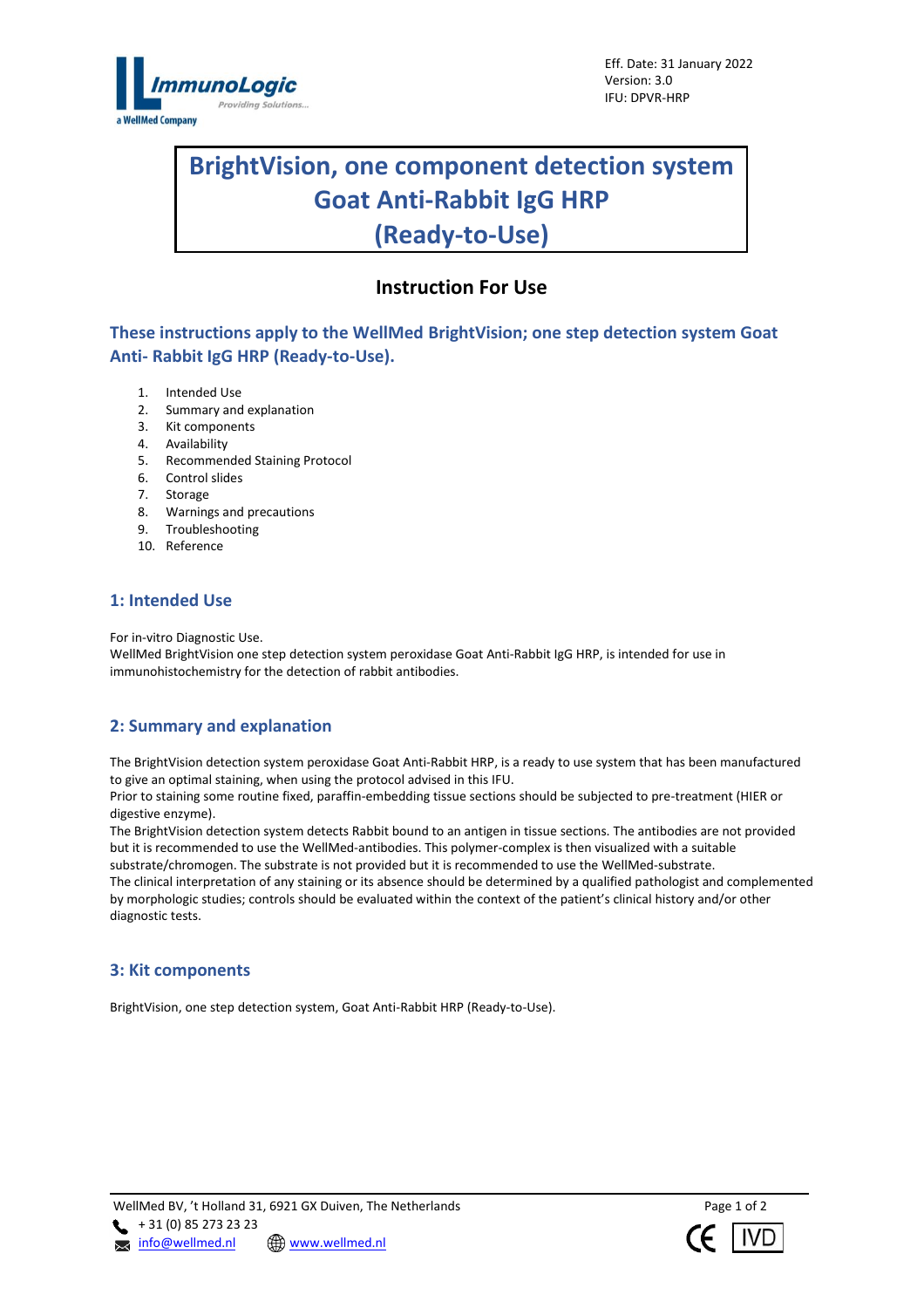Eff. Date: 31 January 2022
Version: 3.0
IFU: DPVR-HRP

# BrightVision, one component detection system Goat Anti-Rabbit IgG HRP (Ready-to-Use)

## Instruction For Use

### These instructions apply to the WellMed BrightVision; one step detection system Goat Anti- Rabbit IgG HRP (Ready-to-Use).

1. Intended Use
2. Summary and explanation
3. Kit components
4. Availability
5. Recommended Staining Protocol
6. Control slides
7. Storage
8. Warnings and precautions
9. Troubleshooting
10. Reference

## 1: Intended Use

For in-vitro Diagnostic Use.
WellMed BrightVision one step detection system peroxidase Goat Anti-Rabbit IgG HRP, is intended for use in immunohistochemistry for the detection of rabbit antibodies.

## 2: Summary and explanation

The BrightVision detection system peroxidase Goat Anti-Rabbit HRP, is a ready to use system that has been manufactured to give an optimal staining, when using the protocol advised in this IFU.
Prior to staining some routine fixed, paraffin-embedding tissue sections should be subjected to pre-treatment (HIER or digestive enzyme).
The BrightVision detection system detects Rabbit bound to an antigen in tissue sections. The antibodies are not provided but it is recommended to use the WellMed-antibodies. This polymer-complex is then visualized with a suitable substrate/chromogen. The substrate is not provided but it is recommended to use the WellMed-substrate.
The clinical interpretation of any staining or its absence should be determined by a qualified pathologist and complemented by morphologic studies; controls should be evaluated within the context of the patient's clinical history and/or other diagnostic tests.

## 3: Kit components

BrightVision, one step detection system, Goat Anti-Rabbit HRP (Ready-to-Use).

WellMed BV, 't Holland 31, 6921 GX Duiven, The Netherlands
+ 31 (0) 85 273 23 23
info@wellmed.nl www.wellmed.nl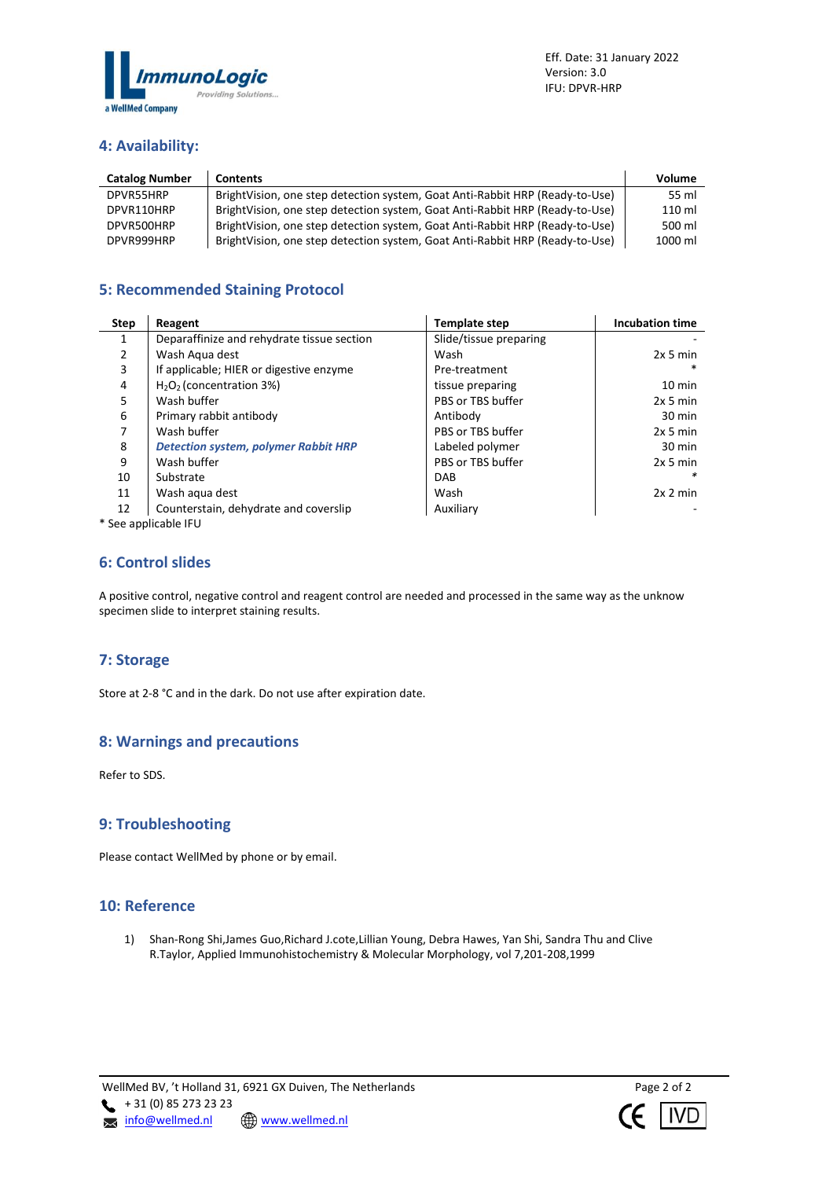## 4: Availability:

| Catalog Number | Contents | Volume |
|---|---|---|
| DPVR55HRP | BrightVision, one step detection system, Goat Anti-Rabbit HRP (Ready-to-Use) | 55 ml |
| DPVR110HRP | BrightVision, one step detection system, Goat Anti-Rabbit HRP (Ready-to-Use) | 110 ml |
| DPVR500HRP | BrightVision, one step detection system, Goat Anti-Rabbit HRP (Ready-to-Use) | 500 ml |
| DPVR999HRP | BrightVision, one step detection system, Goat Anti-Rabbit HRP (Ready-to-Use) | 1000 ml |

## 5: Recommended Staining Protocol

| Step | Reagent | Template step | Incubation time |
|---|---|---|---|
| 1 | Deparaffinize and rehydrate tissue section | Slide/tissue preparing | - |
| 2 | Wash Aqua dest | Wash | 2x 5 min |
| 3 | If applicable; HIER or digestive enzyme | Pre-treatment | * |
| 4 | $H_2O_2$ (concentration 3%) | tissue preparing | 10 min |
| 5 | Wash buffer | PBS or TBS buffer | 2x 5 min |
| 6 | Primary rabbit antibody | Antibody | 30 min |
| 7 | Wash buffer | PBS or TBS buffer | 2x 5 min |
| 8 | ***Detection system, polymer Rabbit HRP*** | Labeled polymer | 30 min |
| 9 | Wash buffer | PBS or TBS buffer | 2x 5 min |
| 10 | Substrate | DAB | * |
| 11 | Wash aqua dest | Wash | 2x 2 min |
| 12 | Counterstain, dehydrate and coverslip | Auxiliary | - |

* See applicable IFU

## 6: Control slides

A positive control, negative control and reagent control are needed and processed in the same way as the unknow specimen slide to interpret staining results.

## 7: Storage

Store at 2-8 °C and in the dark. Do not use after expiration date.

## 8: Warnings and precautions

Refer to SDS.

## 9: Troubleshooting

Please contact WellMed by phone or by email.

## 10: Reference

1) Shan-Rong Shi,James Guo,Richard J.cote,Lillian Young, Debra Hawes, Yan Shi, Sandra Thu and Clive R.Taylor, Applied Immunohistochemistry & Molecular Morphology, vol 7,201-208,1999

WellMed BV, 't Holland 31, 6921 GX Duiven, The Netherlands
+ 31 (0) 85 273 23 23
info@wellmed.nl www.wellmed.nl